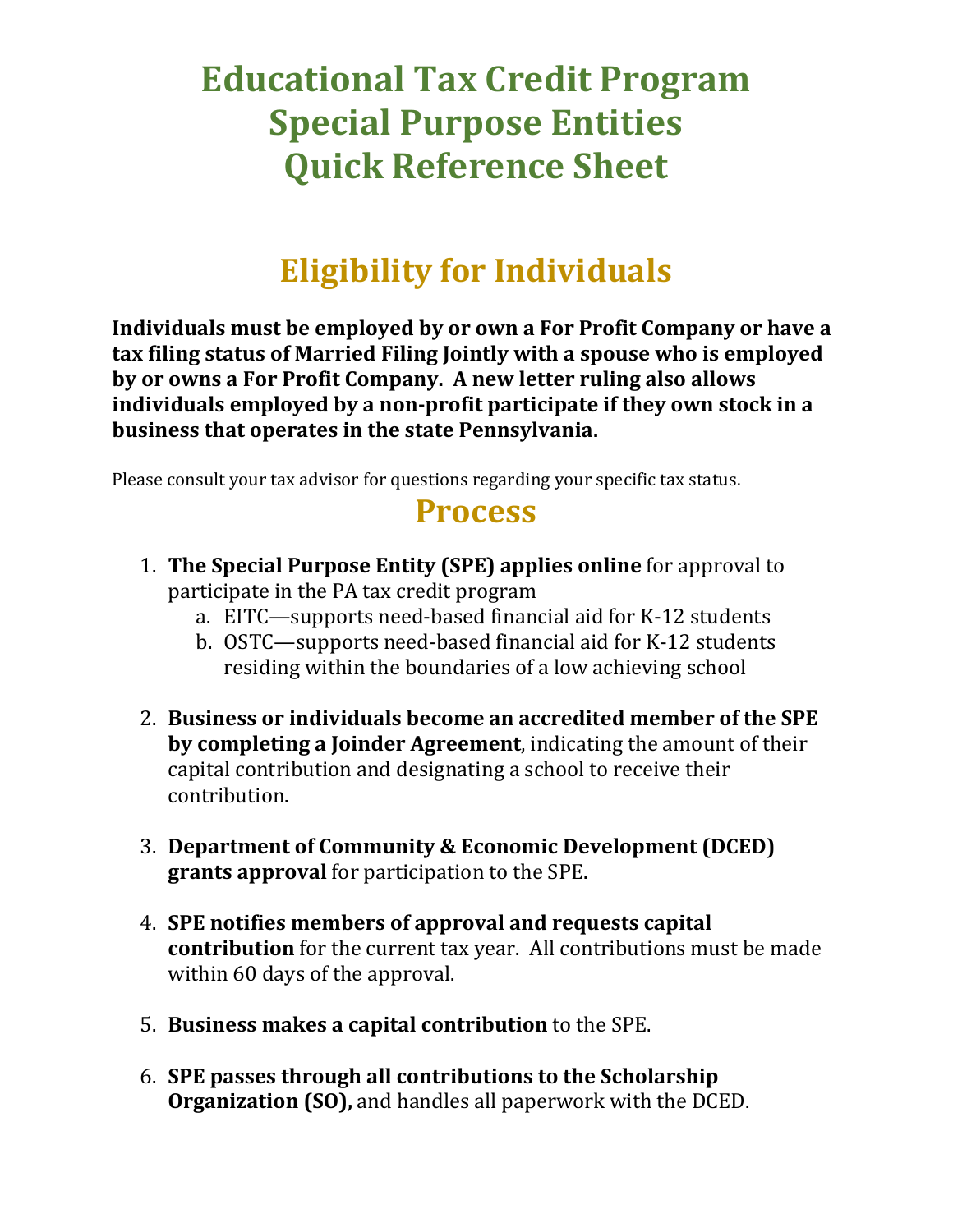# Educational Tax Credit Program
# Special Purpose Entities
# Quick Reference Sheet

## Eligibility for Individuals

**Individuals must be employed by or own a For Profit Company or have a tax filing status of Married Filing Jointly with a spouse who is employed by or owns a For Profit Company. A new letter ruling also allows individuals employed by a non-profit participate if they own stock in a business that operates in the state Pennsylvania.**

Please consult your tax advisor for questions regarding your specific tax status.

## Process

1. **The Special Purpose Entity (SPE) applies online** for approval to participate in the PA tax credit program
   a. EITC—supports need-based financial aid for K-12 students
   b. OSTC—supports need-based financial aid for K-12 students residing within the boundaries of a low achieving school

2. **Business or individuals become an accredited member of the SPE by completing a Joinder Agreement**, indicating the amount of their capital contribution and designating a school to receive their contribution.

3. **Department of Community & Economic Development (DCED) grants approval** for participation to the SPE.

4. **SPE notifies members of approval and requests capital contribution** for the current tax year. All contributions must be made within 60 days of the approval.

5. **Business makes a capital contribution** to the SPE.

6. **SPE passes through all contributions to the Scholarship Organization (SO),** and handles all paperwork with the DCED.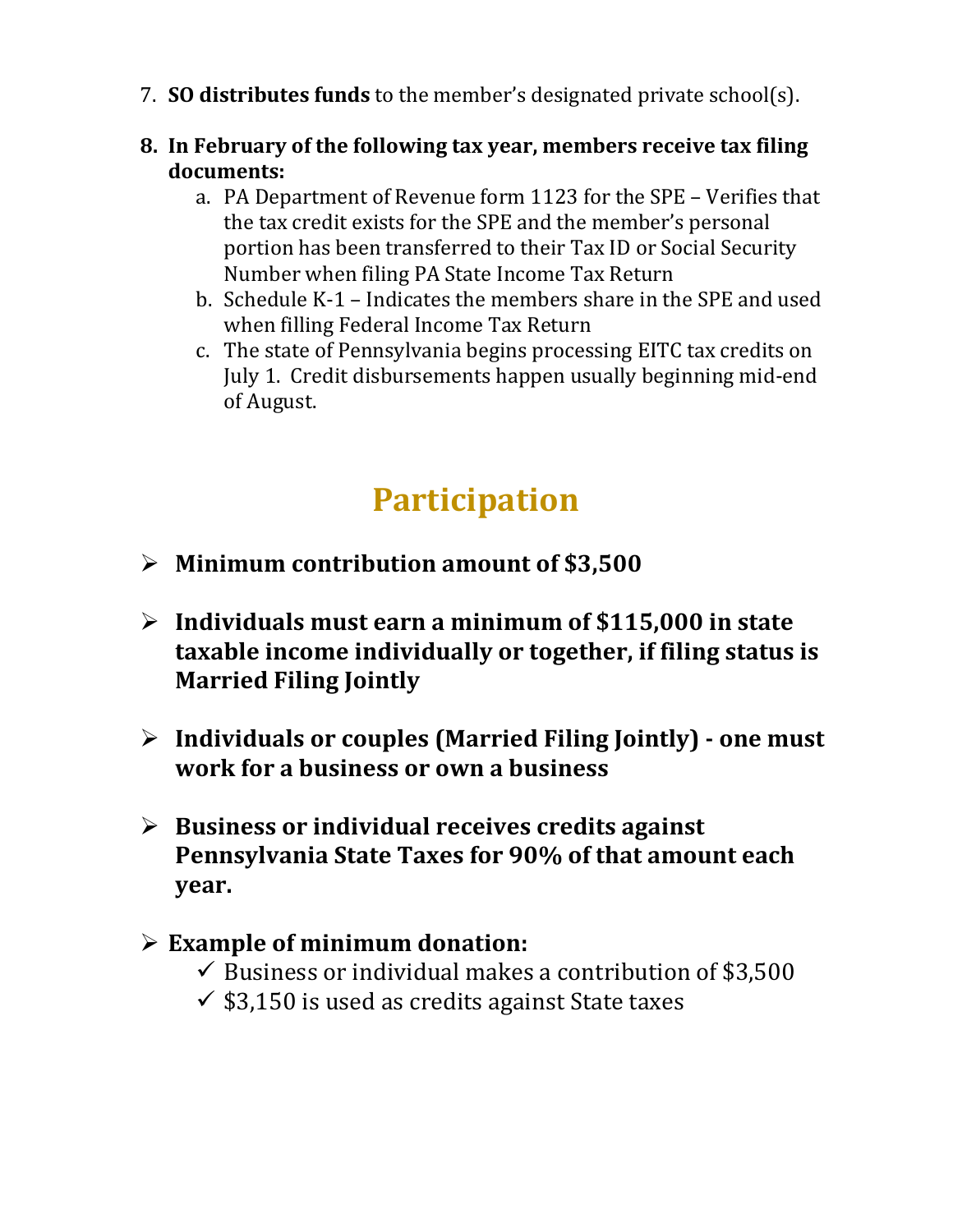7. **SO distributes funds** to the member's designated private school(s).

8. **In February of the following tax year, members receive tax filing documents:**
   a. PA Department of Revenue form 1123 for the SPE – Verifies that the tax credit exists for the SPE and the member's personal portion has been transferred to their Tax ID or Social Security Number when filing PA State Income Tax Return
   b. Schedule K-1 – Indicates the members share in the SPE and used when filling Federal Income Tax Return
   c. The state of Pennsylvania begins processing EITC tax credits on July 1. Credit disbursements happen usually beginning mid-end of August.

# Participation

- **Minimum contribution amount of $3,500**

- **Individuals must earn a minimum of $115,000 in state taxable income individually or together, if filing status is Married Filing Jointly**

- **Individuals or couples (Married Filing Jointly) - one must work for a business or own a business**

- **Business or individual receives credits against Pennsylvania State Taxes for 90% of that amount each year.**

- **Example of minimum donation:**
  - ✓ Business or individual makes a contribution of $3,500
  - ✓ $3,150 is used as credits against State taxes